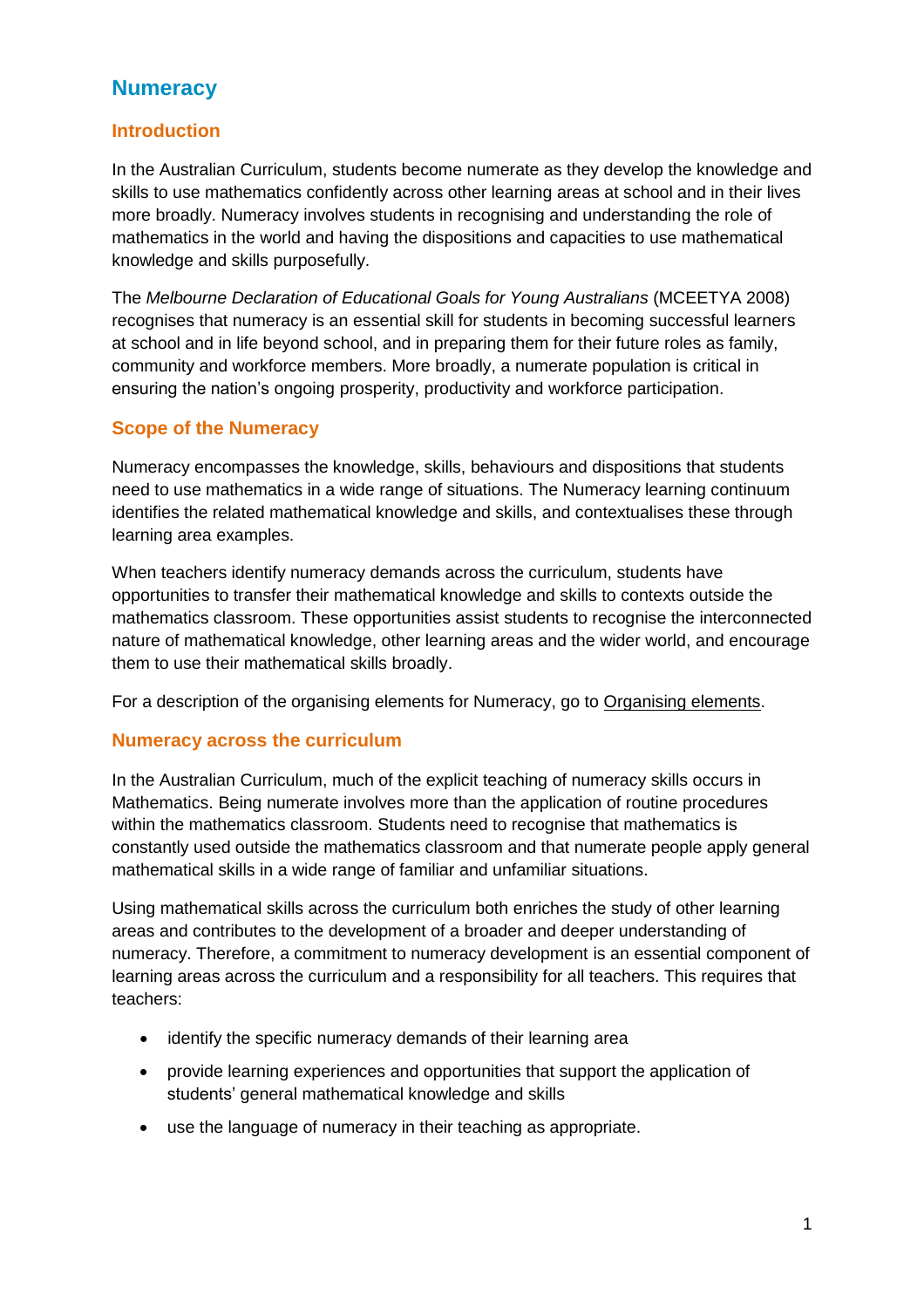# Numeracy

## Introduction

In the Australian Curriculum, students become numerate as they develop the knowledge and skills to use mathematics confidently across other learning areas at school and in their lives more broadly. Numeracy involves students in recognising and understanding the role of mathematics in the world and having the dispositions and capacities to use mathematical knowledge and skills purposefully.

The *Melbourne Declaration of Educational Goals for Young Australians* (MCEETYA 2008) recognises that numeracy is an essential skill for students in becoming successful learners at school and in life beyond school, and in preparing them for their future roles as family, community and workforce members. More broadly, a numerate population is critical in ensuring the nation's ongoing prosperity, productivity and workforce participation.

## Scope of the Numeracy

Numeracy encompasses the knowledge, skills, behaviours and dispositions that students need to use mathematics in a wide range of situations. The Numeracy learning continuum identifies the related mathematical knowledge and skills, and contextualises these through learning area examples.

When teachers identify numeracy demands across the curriculum, students have opportunities to transfer their mathematical knowledge and skills to contexts outside the mathematics classroom. These opportunities assist students to recognise the interconnected nature of mathematical knowledge, other learning areas and the wider world, and encourage them to use their mathematical skills broadly.

For a description of the organising elements for Numeracy, go to Organising elements.

## Numeracy across the curriculum

In the Australian Curriculum, much of the explicit teaching of numeracy skills occurs in Mathematics. Being numerate involves more than the application of routine procedures within the mathematics classroom. Students need to recognise that mathematics is constantly used outside the mathematics classroom and that numerate people apply general mathematical skills in a wide range of familiar and unfamiliar situations.

Using mathematical skills across the curriculum both enriches the study of other learning areas and contributes to the development of a broader and deeper understanding of numeracy. Therefore, a commitment to numeracy development is an essential component of learning areas across the curriculum and a responsibility for all teachers. This requires that teachers:

- identify the specific numeracy demands of their learning area
- provide learning experiences and opportunities that support the application of students' general mathematical knowledge and skills
- use the language of numeracy in their teaching as appropriate.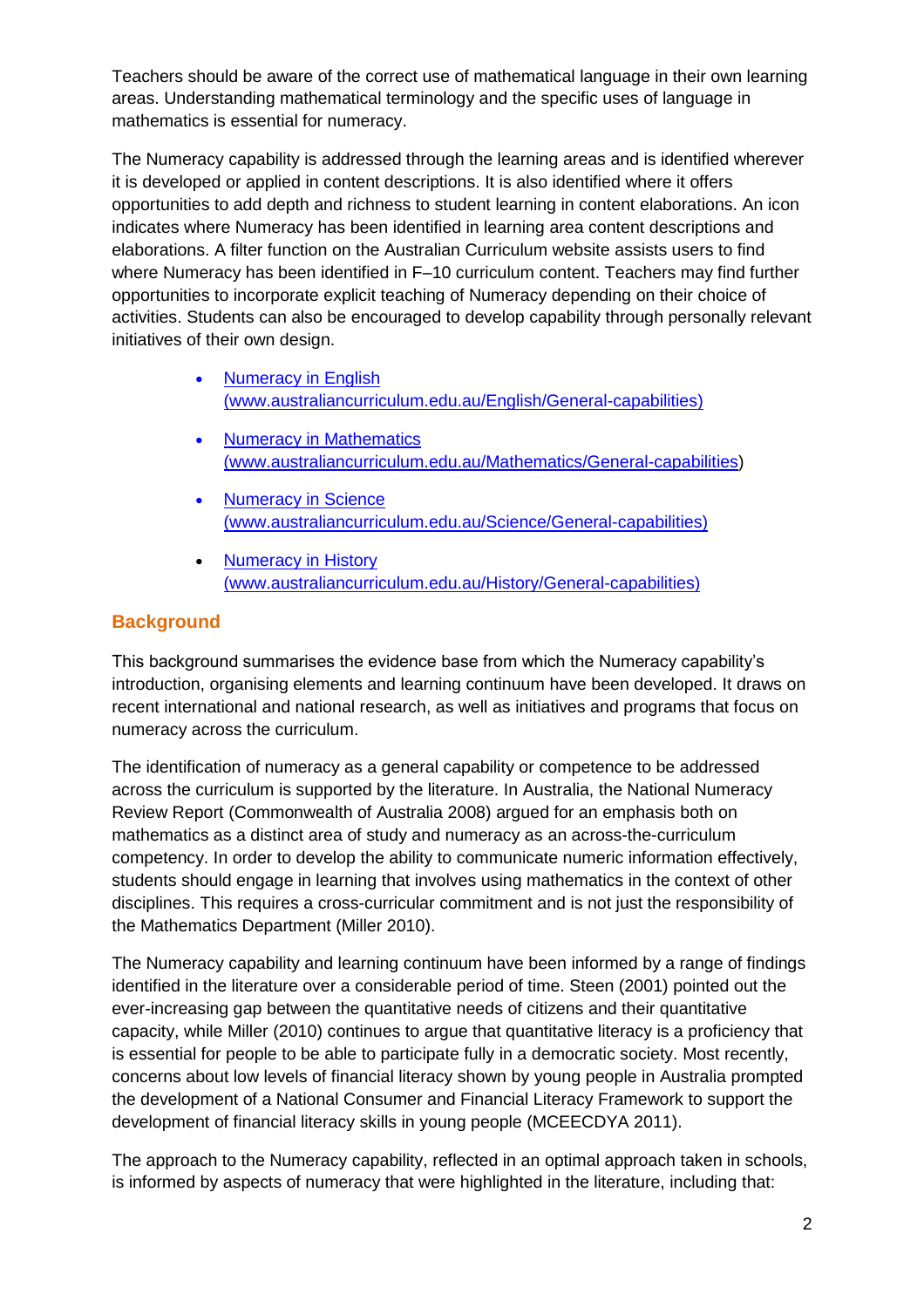Teachers should be aware of the correct use of mathematical language in their own learning areas. Understanding mathematical terminology and the specific uses of language in mathematics is essential for numeracy.

The Numeracy capability is addressed through the learning areas and is identified wherever it is developed or applied in content descriptions. It is also identified where it offers opportunities to add depth and richness to student learning in content elaborations. An icon indicates where Numeracy has been identified in learning area content descriptions and elaborations. A filter function on the Australian Curriculum website assists users to find where Numeracy has been identified in F–10 curriculum content. Teachers may find further opportunities to incorporate explicit teaching of Numeracy depending on their choice of activities. Students can also be encouraged to develop capability through personally relevant initiatives of their own design.

- [Numeracy in English (www.australiancurriculum.edu.au/English/General-capabilities)](http://www.australiancurriculum.edu.au/English/General-capabilities)
- [Numeracy in Mathematics (www.australiancurriculum.edu.au/Mathematics/General-capabilities)](http://www.australiancurriculum.edu.au/Mathematics/General-capabilities)
- [Numeracy in Science (www.australiancurriculum.edu.au/Science/General-capabilities)](http://www.australiancurriculum.edu.au/Science/General-capabilities)
- [Numeracy in History (www.australiancurriculum.edu.au/History/General-capabilities)](http://www.australiancurriculum.edu.au/History/General-capabilities)

## Background

This background summarises the evidence base from which the Numeracy capability's introduction, organising elements and learning continuum have been developed. It draws on recent international and national research, as well as initiatives and programs that focus on numeracy across the curriculum.

The identification of numeracy as a general capability or competence to be addressed across the curriculum is supported by the literature. In Australia, the National Numeracy Review Report (Commonwealth of Australia 2008) argued for an emphasis both on mathematics as a distinct area of study and numeracy as an across-the-curriculum competency. In order to develop the ability to communicate numeric information effectively, students should engage in learning that involves using mathematics in the context of other disciplines. This requires a cross-curricular commitment and is not just the responsibility of the Mathematics Department (Miller 2010).

The Numeracy capability and learning continuum have been informed by a range of findings identified in the literature over a considerable period of time. Steen (2001) pointed out the ever-increasing gap between the quantitative needs of citizens and their quantitative capacity, while Miller (2010) continues to argue that quantitative literacy is a proficiency that is essential for people to be able to participate fully in a democratic society. Most recently, concerns about low levels of financial literacy shown by young people in Australia prompted the development of a National Consumer and Financial Literacy Framework to support the development of financial literacy skills in young people (MCEECDYA 2011).

The approach to the Numeracy capability, reflected in an optimal approach taken in schools, is informed by aspects of numeracy that were highlighted in the literature, including that: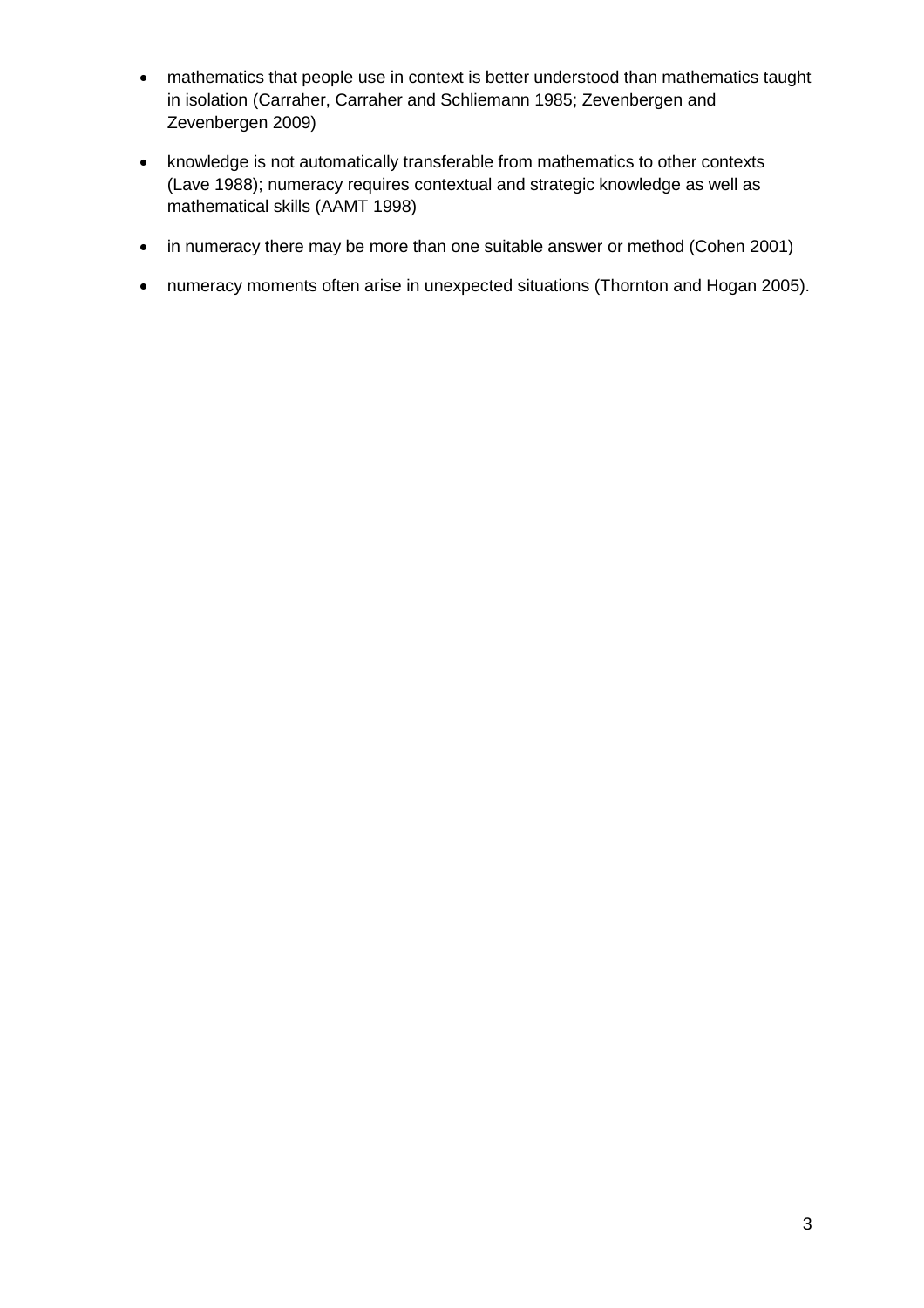- mathematics that people use in context is better understood than mathematics taught in isolation (Carraher, Carraher and Schliemann 1985; Zevenbergen and Zevenbergen 2009)

- knowledge is not automatically transferable from mathematics to other contexts (Lave 1988); numeracy requires contextual and strategic knowledge as well as mathematical skills (AAMT 1998)

- in numeracy there may be more than one suitable answer or method (Cohen 2001)

- numeracy moments often arise in unexpected situations (Thornton and Hogan 2005).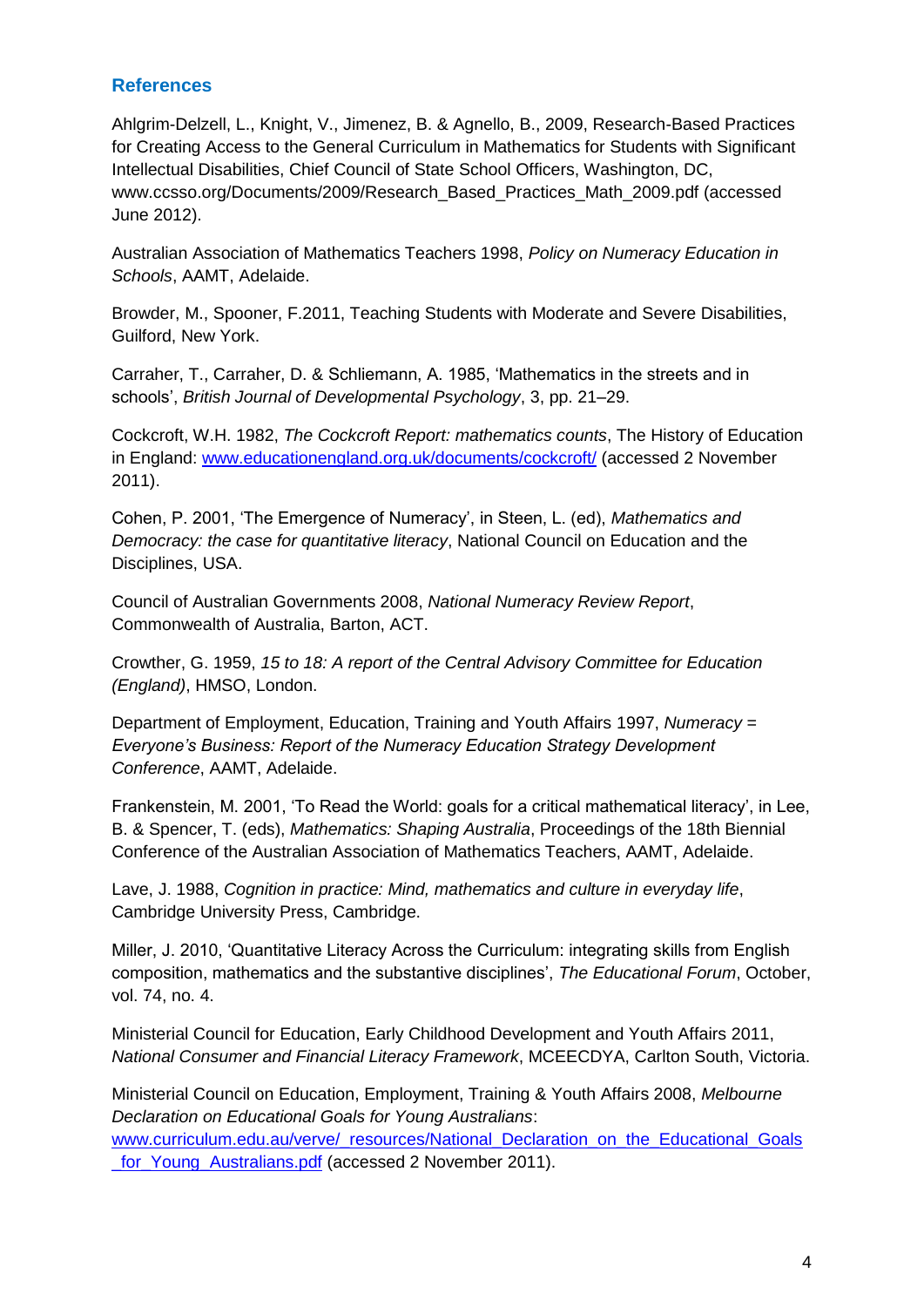## References

Ahlgrim-Delzell, L., Knight, V., Jimenez, B. & Agnello, B., 2009, Research-Based Practices for Creating Access to the General Curriculum in Mathematics for Students with Significant Intellectual Disabilities, Chief Council of State School Officers, Washington, DC, www.ccsso.org/Documents/2009/Research_Based_Practices_Math_2009.pdf (accessed June 2012).

Australian Association of Mathematics Teachers 1998, *Policy on Numeracy Education in Schools*, AAMT, Adelaide.

Browder, M., Spooner, F.2011, Teaching Students with Moderate and Severe Disabilities, Guilford, New York.

Carraher, T., Carraher, D. & Schliemann, A. 1985, 'Mathematics in the streets and in schools', *British Journal of Developmental Psychology*, 3, pp. 21–29.

Cockcroft, W.H. 1982, *The Cockcroft Report: mathematics counts*, The History of Education in England: [www.educationengland.org.uk/documents/cockcroft/](www.educationengland.org.uk/documents/cockcroft/) (accessed 2 November 2011).

Cohen, P. 2001, 'The Emergence of Numeracy', in Steen, L. (ed), *Mathematics and Democracy: the case for quantitative literacy*, National Council on Education and the Disciplines, USA.

Council of Australian Governments 2008, *National Numeracy Review Report*, Commonwealth of Australia, Barton, ACT.

Crowther, G. 1959, *15 to 18: A report of the Central Advisory Committee for Education (England)*, HMSO, London.

Department of Employment, Education, Training and Youth Affairs 1997, *Numeracy = Everyone's Business: Report of the Numeracy Education Strategy Development Conference*, AAMT, Adelaide.

Frankenstein, M. 2001, 'To Read the World: goals for a critical mathematical literacy', in Lee, B. & Spencer, T. (eds), *Mathematics: Shaping Australia*, Proceedings of the 18th Biennial Conference of the Australian Association of Mathematics Teachers, AAMT, Adelaide.

Lave, J. 1988, *Cognition in practice: Mind, mathematics and culture in everyday life*, Cambridge University Press, Cambridge.

Miller, J. 2010, 'Quantitative Literacy Across the Curriculum: integrating skills from English composition, mathematics and the substantive disciplines', *The Educational Forum*, October, vol. 74, no. 4.

Ministerial Council for Education, Early Childhood Development and Youth Affairs 2011, *National Consumer and Financial Literacy Framework*, MCEECDYA, Carlton South, Victoria.

Ministerial Council on Education, Employment, Training & Youth Affairs 2008, *Melbourne Declaration on Educational Goals for Young Australians*: [www.curriculum.edu.au/verve/_resources/National_Declaration_on_the_Educational_Goals_for_Young_Australians.pdf](www.curriculum.edu.au/verve/_resources/National_Declaration_on_the_Educational_Goals_for_Young_Australians.pdf) (accessed 2 November 2011).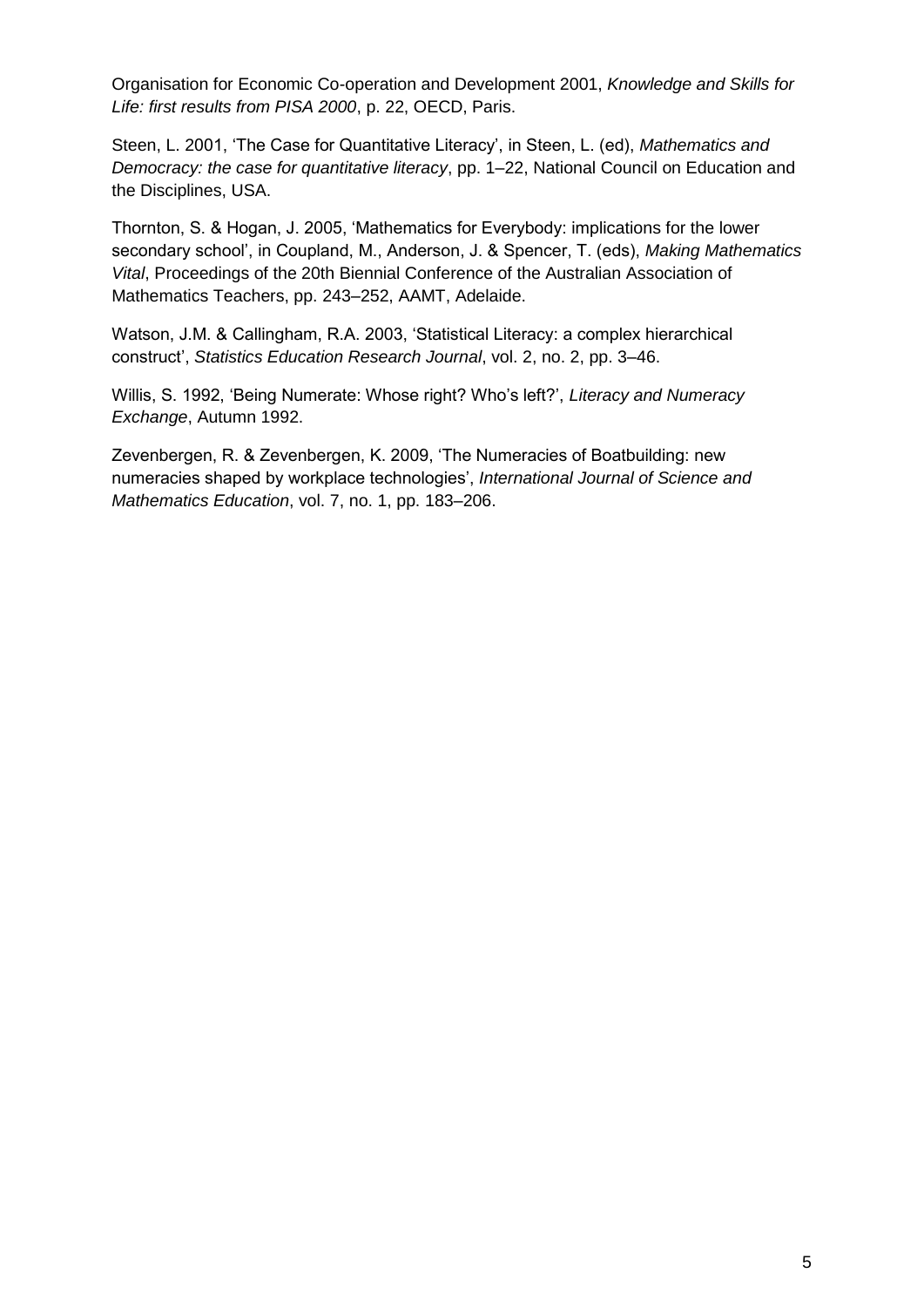Organisation for Economic Co-operation and Development 2001, *Knowledge and Skills for Life: first results from PISA 2000*, p. 22, OECD, Paris.

Steen, L. 2001, 'The Case for Quantitative Literacy', in Steen, L. (ed), *Mathematics and Democracy: the case for quantitative literacy*, pp. 1–22, National Council on Education and the Disciplines, USA.

Thornton, S. & Hogan, J. 2005, 'Mathematics for Everybody: implications for the lower secondary school', in Coupland, M., Anderson, J. & Spencer, T. (eds), *Making Mathematics Vital*, Proceedings of the 20th Biennial Conference of the Australian Association of Mathematics Teachers, pp. 243–252, AAMT, Adelaide.

Watson, J.M. & Callingham, R.A. 2003, 'Statistical Literacy: a complex hierarchical construct', *Statistics Education Research Journal*, vol. 2, no. 2, pp. 3–46.

Willis, S. 1992, 'Being Numerate: Whose right? Who's left?', *Literacy and Numeracy Exchange*, Autumn 1992.

Zevenbergen, R. & Zevenbergen, K. 2009, 'The Numeracies of Boatbuilding: new numeracies shaped by workplace technologies', *International Journal of Science and Mathematics Education*, vol. 7, no. 1, pp. 183–206.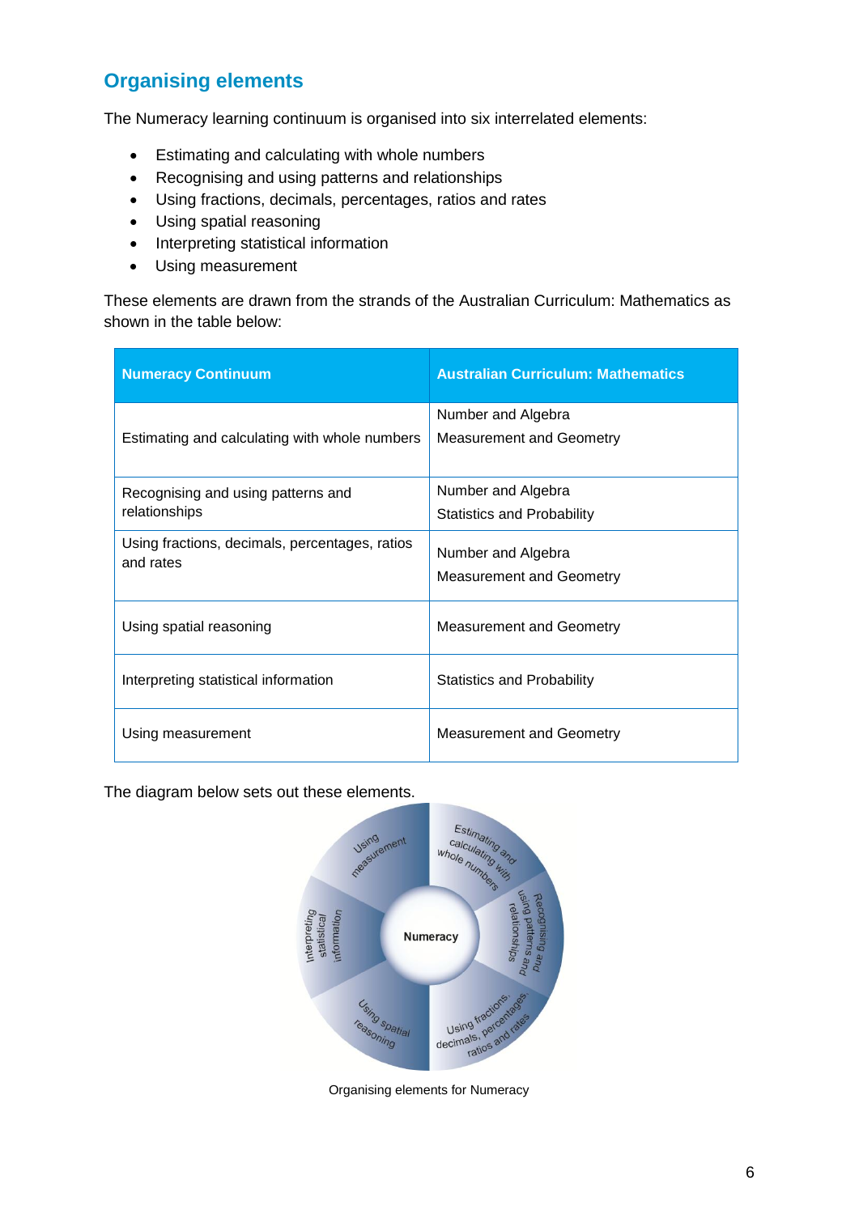## Organising elements

The Numeracy learning continuum is organised into six interrelated elements:

- Estimating and calculating with whole numbers
- Recognising and using patterns and relationships
- Using fractions, decimals, percentages, ratios and rates
- Using spatial reasoning
- Interpreting statistical information
- Using measurement

These elements are drawn from the strands of the Australian Curriculum: Mathematics as shown in the table below:

| Numeracy Continuum | Australian Curriculum: Mathematics |
|---|---|
| Estimating and calculating with whole numbers | Number and Algebra<br>Measurement and Geometry |
| Recognising and using patterns and relationships | Number and Algebra<br>Statistics and Probability |
| Using fractions, decimals, percentages, ratios and rates | Number and Algebra<br>Measurement and Geometry |
| Using spatial reasoning | Measurement and Geometry |
| Interpreting statistical information | Statistics and Probability |
| Using measurement | Measurement and Geometry |

The diagram below sets out these elements.

Numeracy

Estimating and calculating with whole numbers

Recognising and using patterns and relationships

Using fractions, decimals, percentages, ratios and rates

Using spatial reasoning

Interpreting statistical information

Using measurement

Organising elements for Numeracy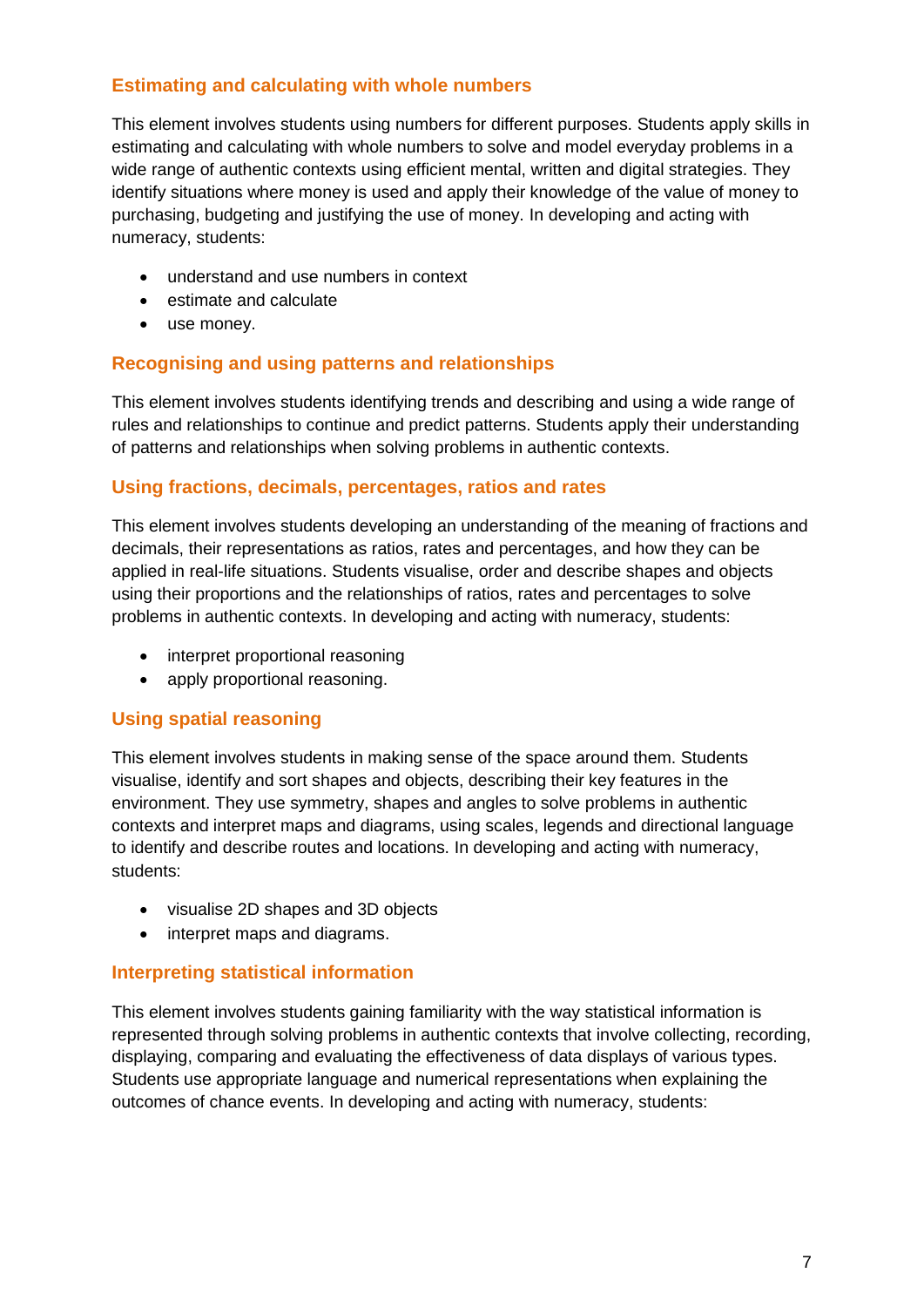### Estimating and calculating with whole numbers

This element involves students using numbers for different purposes. Students apply skills in estimating and calculating with whole numbers to solve and model everyday problems in a wide range of authentic contexts using efficient mental, written and digital strategies. They identify situations where money is used and apply their knowledge of the value of money to purchasing, budgeting and justifying the use of money. In developing and acting with numeracy, students:

- understand and use numbers in context
- estimate and calculate
- use money.

### Recognising and using patterns and relationships

This element involves students identifying trends and describing and using a wide range of rules and relationships to continue and predict patterns. Students apply their understanding of patterns and relationships when solving problems in authentic contexts.

### Using fractions, decimals, percentages, ratios and rates

This element involves students developing an understanding of the meaning of fractions and decimals, their representations as ratios, rates and percentages, and how they can be applied in real-life situations. Students visualise, order and describe shapes and objects using their proportions and the relationships of ratios, rates and percentages to solve problems in authentic contexts. In developing and acting with numeracy, students:

- interpret proportional reasoning
- apply proportional reasoning.

### Using spatial reasoning

This element involves students in making sense of the space around them. Students visualise, identify and sort shapes and objects, describing their key features in the environment. They use symmetry, shapes and angles to solve problems in authentic contexts and interpret maps and diagrams, using scales, legends and directional language to identify and describe routes and locations. In developing and acting with numeracy, students:

- visualise 2D shapes and 3D objects
- interpret maps and diagrams.

### Interpreting statistical information

This element involves students gaining familiarity with the way statistical information is represented through solving problems in authentic contexts that involve collecting, recording, displaying, comparing and evaluating the effectiveness of data displays of various types. Students use appropriate language and numerical representations when explaining the outcomes of chance events. In developing and acting with numeracy, students: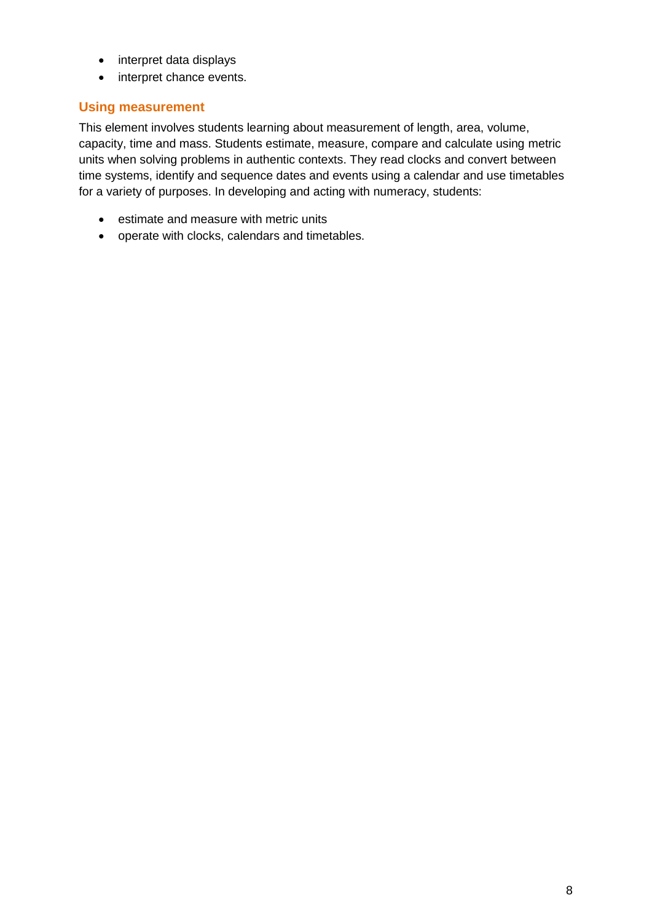- interpret data displays
- interpret chance events.

### Using measurement

This element involves students learning about measurement of length, area, volume, capacity, time and mass. Students estimate, measure, compare and calculate using metric units when solving problems in authentic contexts. They read clocks and convert between time systems, identify and sequence dates and events using a calendar and use timetables for a variety of purposes. In developing and acting with numeracy, students:

- estimate and measure with metric units
- operate with clocks, calendars and timetables.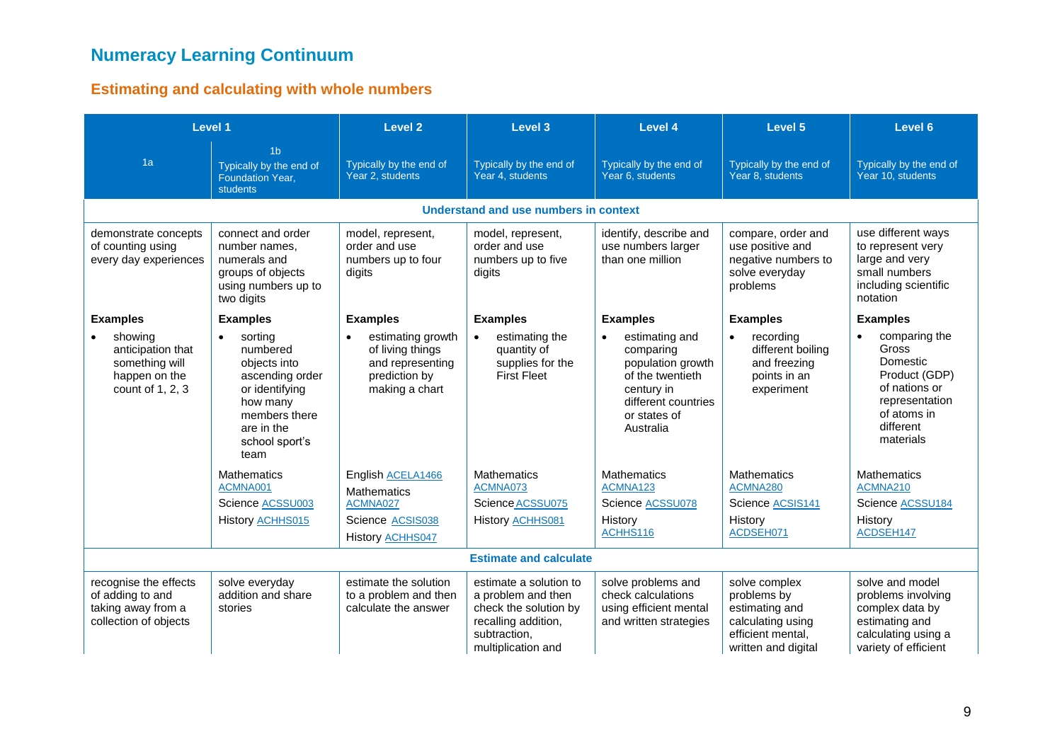# Numeracy Learning Continuum

## Estimating and calculating with whole numbers

| Level 1 | | Level 2 | Level 3 | Level 4 | Level 5 | Level 6 |
|---|---|---|---|---|---|---|
| 1a | 1b Typically by the end of Foundation Year, students | Typically by the end of Year 2, students | Typically by the end of Year 4, students | Typically by the end of Year 6, students | Typically by the end of Year 8, students | Typically by the end of Year 10, students |
| **Understand and use numbers in context** | | | | | | |
| demonstrate concepts of counting using every day experiences | connect and order number names, numerals and groups of objects using numbers up to two digits | model, represent, order and use numbers up to four digits | model, represent, order and use numbers up to five digits | identify, describe and use numbers larger than one million | compare, order and use positive and negative numbers to solve everyday problems | use different ways to represent very large and very small numbers including scientific notation |
| **Examples** <br> • showing anticipation that something will happen on the count of 1, 2, 3 | **Examples** <br> • sorting numbered objects into ascending order or identifying how many members there are in the school sport's team | **Examples** <br> • estimating growth of living things and representing prediction by making a chart | **Examples** <br> • estimating the quantity of supplies for the First Fleet | **Examples** <br> • estimating and comparing population growth of the twentieth century in different countries or states of Australia | **Examples** <br> • recording different boiling and freezing points in an experiment | **Examples** <br> • comparing the Gross Domestic Product (GDP) of nations or representation of atoms in different materials |
| | Mathematics ACMNA001 <br> Science ACSSU003 <br> History ACHHS015 | English ACELA1466 <br> Mathematics ACMNA027 <br> Science ACSIS038 <br> History ACHHS047 | Mathematics ACMNA073 <br> Science ACSSU075 <br> History ACHHS081 | Mathematics ACMNA123 <br> Science ACSSU078 <br> History ACHHS116 | Mathematics ACMNA280 <br> Science ACSIS141 <br> History ACDSEH071 | Mathematics ACMNA210 <br> Science ACSSU184 <br> History ACDSEH147 |
| **Estimate and calculate** | | | | | | |
| recognise the effects of adding to and taking away from a collection of objects | solve everyday addition and share stories | estimate the solution to a problem and then calculate the answer | estimate a solution to a problem and then check the solution by recalling addition, subtraction, multiplication and | solve problems and check calculations using efficient mental and written strategies | solve complex problems by estimating and calculating using efficient mental, written and digital | solve and model problems involving complex data by estimating and calculating using a variety of efficient |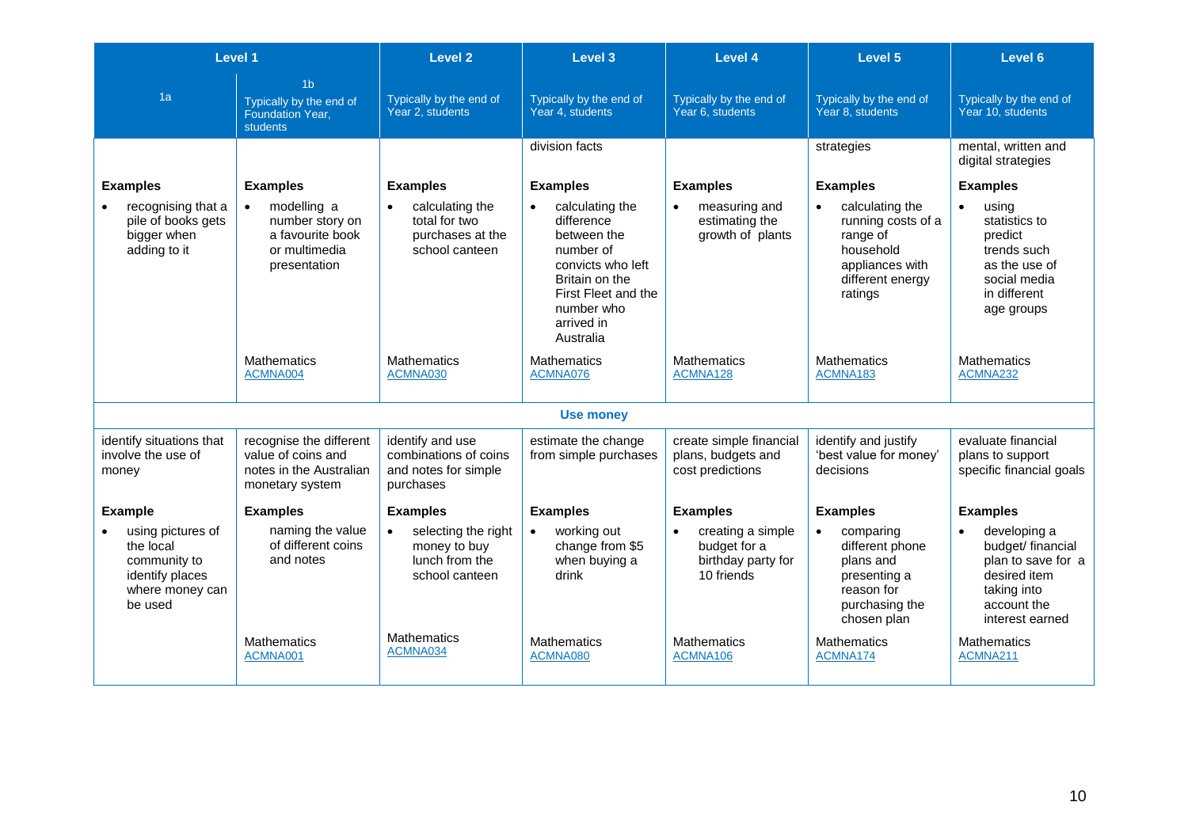| Level 1 | | Level 2 | Level 3 | Level 4 | Level 5 | Level 6 |
|---|---|---|---|---|---|---|
| 1a | 1b Typically by the end of Foundation Year, students | Typically by the end of Year 2, students | Typically by the end of Year 4, students | Typically by the end of Year 6, students | Typically by the end of Year 8, students | Typically by the end of Year 10, students |
| | | | division facts | | strategies | mental, written and digital strategies |
| **Examples**<br>• recognising that a pile of books gets bigger when adding to it | **Examples**<br>• modelling a number story on a favourite book or multimedia presentation<br><br>Mathematics ACMNA004 | **Examples**<br>• calculating the total for two purchases at the school canteen<br><br>Mathematics ACMNA030 | **Examples**<br>• calculating the difference between the number of convicts who left Britain on the First Fleet and the number who arrived in Australia<br><br>Mathematics ACMNA076 | **Examples**<br>• measuring and estimating the growth of plants<br><br>Mathematics ACMNA128 | **Examples**<br>• calculating the running costs of a range of household appliances with different energy ratings<br><br>Mathematics ACMNA183 | **Examples**<br>• using statistics to predict trends such as the use of social media in different age groups<br><br>Mathematics ACMNA232 |
| **Use money** | | | | | | |
| identify situations that involve the use of money | recognise the different value of coins and notes in the Australian monetary system | identify and use combinations of coins and notes for simple purchases | estimate the change from simple purchases | create simple financial plans, budgets and cost predictions | identify and justify 'best value for money' decisions | evaluate financial plans to support specific financial goals |
| **Example**<br>• using pictures of the local community to identify places where money can be used | **Examples**<br>naming the value of different coins and notes<br><br>Mathematics ACMNA001 | **Examples**<br>• selecting the right money to buy lunch from the school canteen<br><br>Mathematics ACMNA034 | **Examples**<br>• working out change from $5 when buying a drink<br><br>Mathematics ACMNA080 | **Examples**<br>• creating a simple budget for a birthday party for 10 friends<br><br>Mathematics ACMNA106 | **Examples**<br>• comparing different phone plans and presenting a reason for purchasing the chosen plan<br><br>Mathematics ACMNA174 | **Examples**<br>• developing a budget/ financial plan to save for a desired item taking into account the interest earned<br><br>Mathematics ACMNA211 |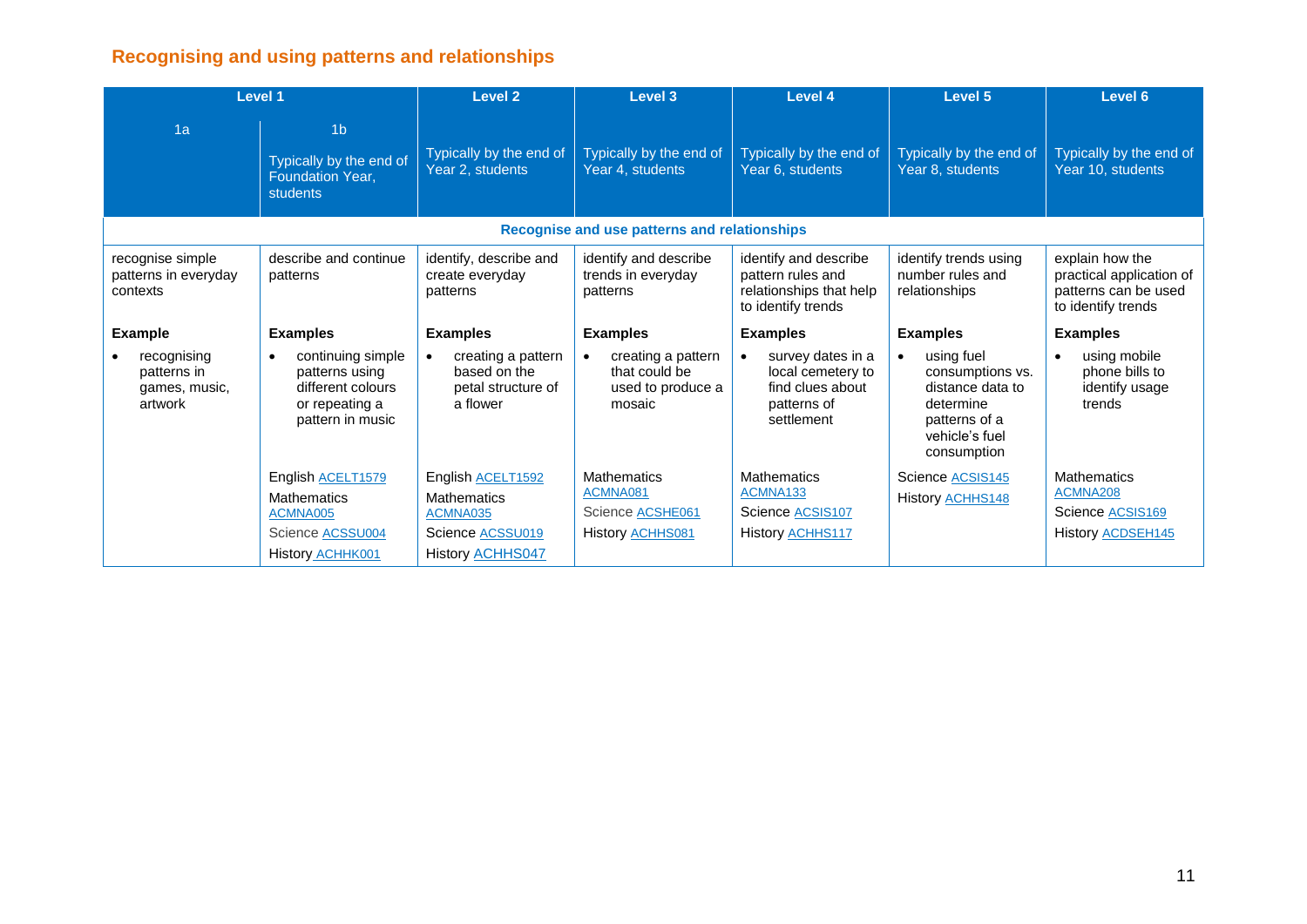## Recognising and using patterns and relationships

| Level 1 | | Level 2 | Level 3 | Level 4 | Level 5 | Level 6 |
|---|---|---|---|---|---|---|
| 1a | 1b<br>Typically by the end of Foundation Year, students | Typically by the end of Year 2, students | Typically by the end of Year 4, students | Typically by the end of Year 6, students | Typically by the end of Year 8, students | Typically by the end of Year 10, students |
| **Recognise and use patterns and relationships** | | | | | | |
| recognise simple patterns in everyday contexts | describe and continue patterns | identify, describe and create everyday patterns | identify and describe trends in everyday patterns | identify and describe pattern rules and relationships that help to identify trends | identify trends using number rules and relationships | explain how the practical application of patterns can be used to identify trends |
| **Example**<br>• recognising patterns in games, music, artwork | **Examples**<br>• continuing simple patterns using different colours or repeating a pattern in music | **Examples**<br>• creating a pattern based on the petal structure of a flower | **Examples**<br>• creating a pattern that could be used to produce a mosaic | **Examples**<br>• survey dates in a local cemetery to find clues about patterns of settlement | **Examples**<br>• using fuel consumptions vs. distance data to determine patterns of a vehicle's fuel consumption | **Examples**<br>• using mobile phone bills to identify usage trends |
| | English ACELT1579<br>Mathematics ACMNA005<br>Science ACSSU004<br>History ACHHK001 | English ACELT1592<br>Mathematics ACMNA035<br>Science ACSSU019<br>History ACHHS047 | Mathematics ACMNA081<br>Science ACSHE061<br>History ACHHS081 | Mathematics ACMNA133<br>Science ACSIS107<br>History ACHHS117 | Science ACSIS145<br>History ACHHS148 | Mathematics ACMNA208<br>Science ACSIS169<br>History ACDSEH145 |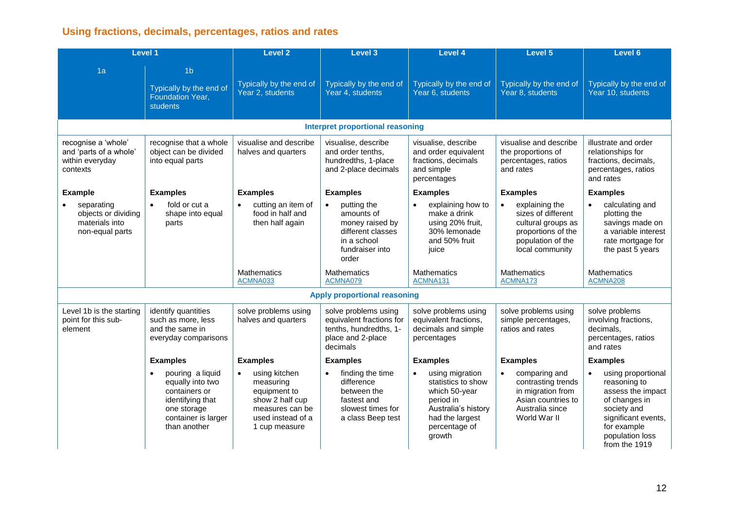## Using fractions, decimals, percentages, ratios and rates

| Level 1 | | Level 2 | Level 3 | Level 4 | Level 5 | Level 6 |
|---|---|---|---|---|---|---|
| 1a | 1b<br>Typically by the end of Foundation Year, students | Typically by the end of Year 2, students | Typically by the end of Year 4, students | Typically by the end of Year 6, students | Typically by the end of Year 8, students | Typically by the end of Year 10, students |
| **Interpret proportional reasoning** | | | | | | |
| recognise a 'whole' and 'parts of a whole' within everyday contexts<br><br>**Example**<br>• separating objects or dividing materials into non-equal parts | recognise that a whole object can be divided into equal parts<br><br>**Examples**<br>• fold or cut a shape into equal parts | visualise and describe halves and quarters<br><br>**Examples**<br>• cutting an item of food in half and then half again<br><br>Mathematics ACMNA033 | visualise, describe and order tenths, hundredths, 1-place and 2-place decimals<br><br>**Examples**<br>• putting the amounts of money raised by different classes in a school fundraiser into order<br><br>Mathematics ACMNA079 | visualise, describe and order equivalent fractions, decimals and simple percentages<br><br>**Examples**<br>• explaining how to make a drink using 20% fruit, 30% lemonade and 50% fruit juice<br><br>Mathematics ACMNA131 | visualise and describe the proportions of percentages, ratios and rates<br><br>**Examples**<br>• explaining the sizes of different cultural groups as proportions of the population of the local community<br><br>Mathematics ACMNA173 | illustrate and order relationships for fractions, decimals, percentages, ratios and rates<br><br>**Examples**<br>• calculating and plotting the savings made on a variable interest rate mortgage for the past 5 years<br><br>Mathematics ACMNA208 |
| **Apply proportional reasoning** | | | | | | |
| Level 1b is the starting point for this sub-element | identify quantities such as more, less and the same in everyday comparisons<br><br>**Examples**<br>• pouring a liquid equally into two containers or identifying that one storage container is larger than another | solve problems using halves and quarters<br><br>**Examples**<br>• using kitchen measuring equipment to show 2 half cup measures can be used instead of a 1 cup measure | solve problems using equivalent fractions for tenths, hundredths, 1-place and 2-place decimals<br><br>**Examples**<br>• finding the time difference between the fastest and slowest times for a class Beep test | solve problems using equivalent fractions, decimals and simple percentages<br><br>**Examples**<br>• using migration statistics to show which 50-year period in Australia's history had the largest percentage of growth | solve problems using simple percentages, ratios and rates<br><br>**Examples**<br>• comparing and contrasting trends in migration from Asian countries to Australia since World War II | solve problems involving fractions, decimals, percentages, ratios and rates<br><br>**Examples**<br>• using proportional reasoning to assess the impact of changes in society and significant events, for example population loss from the 1919 |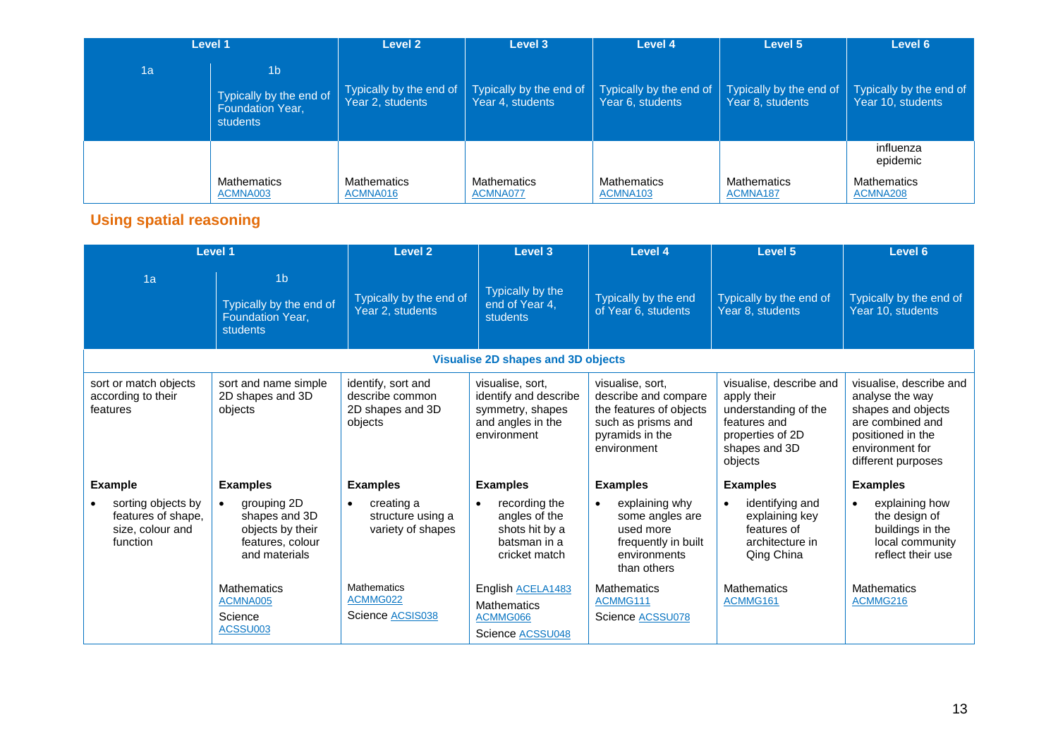| Level 1 | | Level 2 | Level 3 | Level 4 | Level 5 | Level 6 |
|---|---|---|---|---|---|---|
| 1a | 1b<br>Typically by the end of Foundation Year, students | Typically by the end of Year 2, students | Typically by the end of Year 4, students | Typically by the end of Year 6, students | Typically by the end of Year 8, students | Typically by the end of Year 10, students |
| | Mathematics ACMNA003 | Mathematics ACMNA016 | Mathematics ACMNA077 | Mathematics ACMNA103 | Mathematics ACMNA187 | influenza epidemic<br>Mathematics ACMNA208 |

## Using spatial reasoning

| Level 1 | | Level 2 | Level 3 | Level 4 | Level 5 | Level 6 |
|---|---|---|---|---|---|---|
| 1a | 1b<br>Typically by the end of Foundation Year, students | Typically by the end of Year 2, students | Typically by the end of Year 4, students | Typically by the end of Year 6, students | Typically by the end of Year 8, students | Typically by the end of Year 10, students |
| **Visualise 2D shapes and 3D objects** | | | | | | |
| sort or match objects according to their features | sort and name simple 2D shapes and 3D objects | identify, sort and describe common 2D shapes and 3D objects | visualise, sort, identify and describe symmetry, shapes and angles in the environment | visualise, sort, describe and compare the features of objects such as prisms and pyramids in the environment | visualise, describe and apply their understanding of the features and properties of 2D shapes and 3D objects | visualise, describe and analyse the way shapes and objects are combined and positioned in the environment for different purposes |
| **Example**<br>• sorting objects by features of shape, size, colour and function | **Examples**<br>• grouping 2D shapes and 3D objects by their features, colour and materials<br><br>Mathematics ACMNA005<br>Science ACSSU003 | **Examples**<br>• creating a structure using a variety of shapes<br><br>Mathematics ACMMG022<br>Science ACSIS038 | **Examples**<br>• recording the angles of the shots hit by a batsman in a cricket match<br><br>English ACELA1483<br>Mathematics ACMMG066<br>Science ACSSU048 | **Examples**<br>• explaining why some angles are used more frequently in built environments than others<br><br>Mathematics ACMMG111<br>Science ACSSU078 | **Examples**<br>• identifying and explaining key features of architecture in Qing China<br><br>Mathematics ACMMG161 | **Examples**<br>• explaining how the design of buildings in the local community reflect their use<br><br>Mathematics ACMMG216 |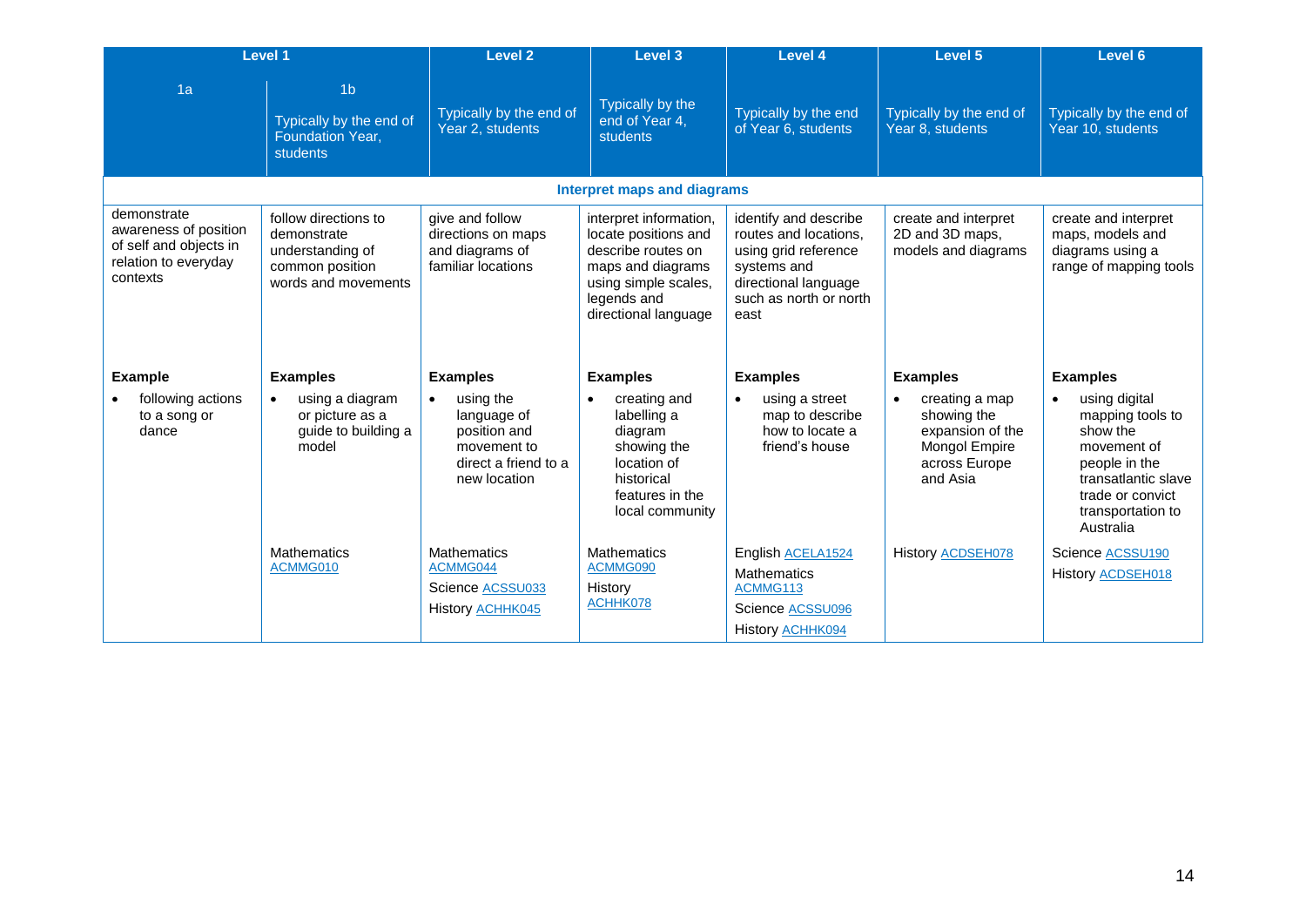| Level 1 | | Level 2 | Level 3 | Level 4 | Level 5 | Level 6 |
|---|---|---|---|---|---|---|
| 1a | 1b<br>Typically by the end of Foundation Year, students | Typically by the end of Year 2, students | Typically by the end of Year 4, students | Typically by the end of Year 6, students | Typically by the end of Year 8, students | Typically by the end of Year 10, students |
| **Interpret maps and diagrams** | | | | | | |
| demonstrate awareness of position of self and objects in relation to everyday contexts | follow directions to demonstrate understanding of common position words and movements | give and follow directions on maps and diagrams of familiar locations | interpret information, locate positions and describe routes on maps and diagrams using simple scales, legends and directional language | identify and describe routes and locations, using grid reference systems and directional language such as north or north east | create and interpret 2D and 3D maps, models and diagrams | create and interpret maps, models and diagrams using a range of mapping tools |
| **Example**<br>• following actions to a song or dance | **Examples**<br>• using a diagram or picture as a guide to building a model | **Examples**<br>• using the language of position and movement to direct a friend to a new location | **Examples**<br>• creating and labelling a diagram showing the location of historical features in the local community | **Examples**<br>• using a street map to describe how to locate a friend's house | **Examples**<br>• creating a map showing the expansion of the Mongol Empire across Europe and Asia | **Examples**<br>• using digital mapping tools to show the movement of people in the transatlantic slave trade or convict transportation to Australia |
| | Mathematics ACMMG010 | Mathematics ACMMG044<br>Science ACSSU033<br>History ACHHK045 | Mathematics ACMMG090<br>History ACHHK078 | English ACELA1524<br>Mathematics ACMMG113<br>Science ACSSU096<br>History ACHHK094 | History ACDSEH078 | Science ACSSU190<br>History ACDSEH018 |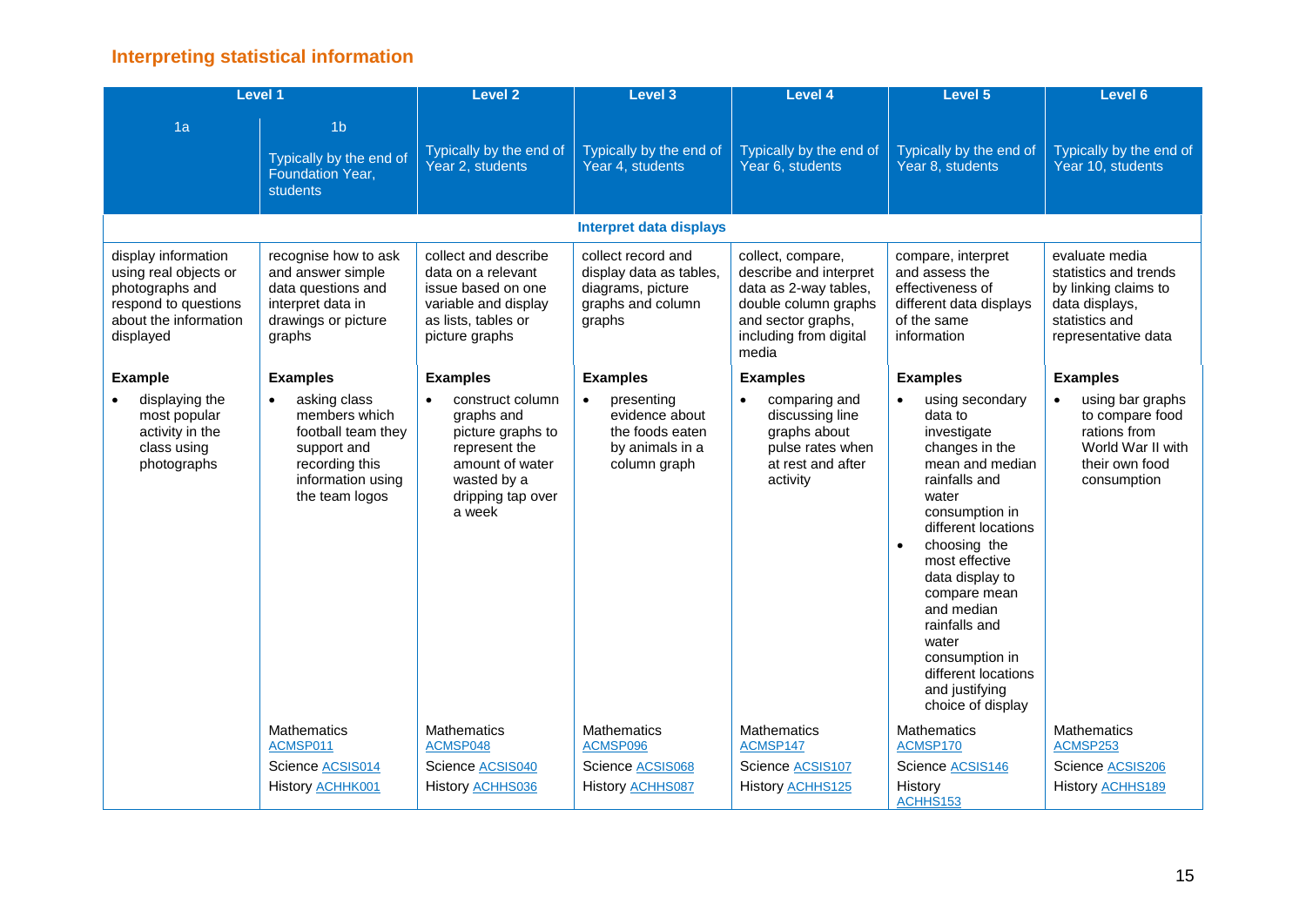## Interpreting statistical information

| Level 1 | | Level 2 | Level 3 | Level 4 | Level 5 | Level 6 |
|---|---|---|---|---|---|---|
| 1a | 1b<br>Typically by the end of Foundation Year, students | Typically by the end of Year 2, students | Typically by the end of Year 4, students | Typically by the end of Year 6, students | Typically by the end of Year 8, students | Typically by the end of Year 10, students |
| | | | **Interpret data displays** | | | |
| display information using real objects or photographs and respond to questions about the information displayed | recognise how to ask and answer simple data questions and interpret data in drawings or picture graphs | collect and describe data on a relevant issue based on one variable and display as lists, tables or picture graphs | collect record and display data as tables, diagrams, picture graphs and column graphs | collect, compare, describe and interpret data as 2-way tables, double column graphs and sector graphs, including from digital media | compare, interpret and assess the effectiveness of different data displays of the same information | evaluate media statistics and trends by linking claims to data displays, statistics and representative data |
| **Example**<br>• displaying the most popular activity in the class using photographs | **Examples**<br>• asking class members which football team they support and recording this information using the team logos | **Examples**<br>• construct column graphs and picture graphs to represent the amount of water wasted by a dripping tap over a week | **Examples**<br>• presenting evidence about the foods eaten by animals in a column graph | **Examples**<br>• comparing and discussing line graphs about pulse rates when at rest and after activity | **Examples**<br>• using secondary data to investigate changes in the mean and median rainfalls and water consumption in different locations<br>• choosing the most effective data display to compare mean and median rainfalls and water consumption in different locations and justifying choice of display | **Examples**<br>• using bar graphs to compare food rations from World War II with their own food consumption |
| | Mathematics ACMSP011<br>Science ACSIS014<br>History ACHHK001 | Mathematics ACMSP048<br>Science ACSIS040<br>History ACHHS036 | Mathematics ACMSP096<br>Science ACSIS068<br>History ACHHS087 | Mathematics ACMSP147<br>Science ACSIS107<br>History ACHHS125 | Mathematics ACMSP170<br>Science ACSIS146<br>History ACHHS153 | Mathematics ACMSP253<br>Science ACSIS206<br>History ACHHS189 |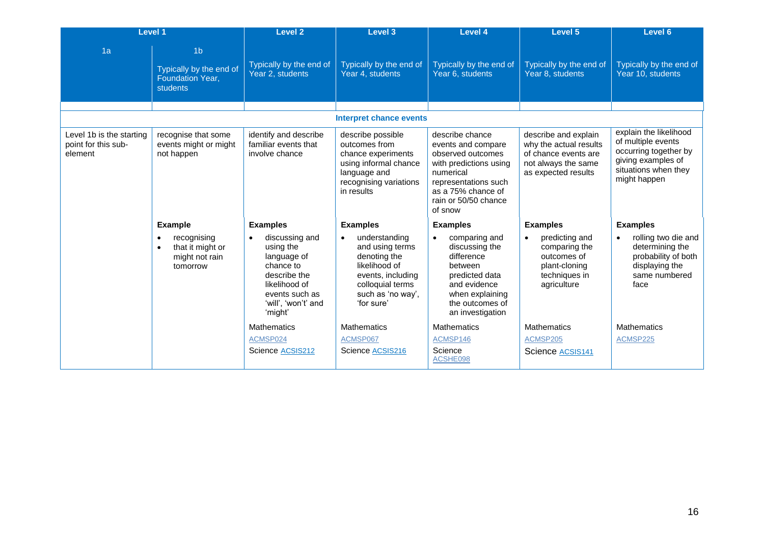| Level 1 | | Level 2 | Level 3 | Level 4 | Level 5 | Level 6 |
|---|---|---|---|---|---|---|
| 1a | 1b<br>Typically by the end of Foundation Year, students | Typically by the end of Year 2, students | Typically by the end of Year 4, students | Typically by the end of Year 6, students | Typically by the end of Year 8, students | Typically by the end of Year 10, students |
| | | | **Interpret chance events** | | | |
| Level 1b is the starting point for this sub-element | recognise that some events might or might not happen | identify and describe familiar events that involve chance | describe possible outcomes from chance experiments using informal chance language and recognising variations in results | describe chance events and compare observed outcomes with predictions using numerical representations such as a 75% chance of rain or 50/50 chance of snow | describe and explain why the actual results of chance events are not always the same as expected results | explain the likelihood of multiple events occurring together by giving examples of situations when they might happen |
| | **Example**<br>• recognising<br>• that it might or might not rain tomorrow | **Examples**<br>• discussing and using the language of chance to describe the likelihood of events such as 'will', 'won't' and 'might' | **Examples**<br>• understanding and using terms denoting the likelihood of events, including colloquial terms such as 'no way', 'for sure' | **Examples**<br>• comparing and discussing the difference between predicted data and evidence when explaining the outcomes of an investigation | **Examples**<br>• predicting and comparing the outcomes of plant-cloning techniques in agriculture | **Examples**<br>• rolling two die and determining the probability of both displaying the same numbered face |
| | | Mathematics<br>ACMSP024<br>Science ACSIS212 | Mathematics<br>ACMSP067<br>Science ACSIS216 | Mathematics<br>ACMSP146<br>Science<br>ACSHE098 | Mathematics<br>ACMSP205<br>Science ACSIS141 | Mathematics<br>ACMSP225 |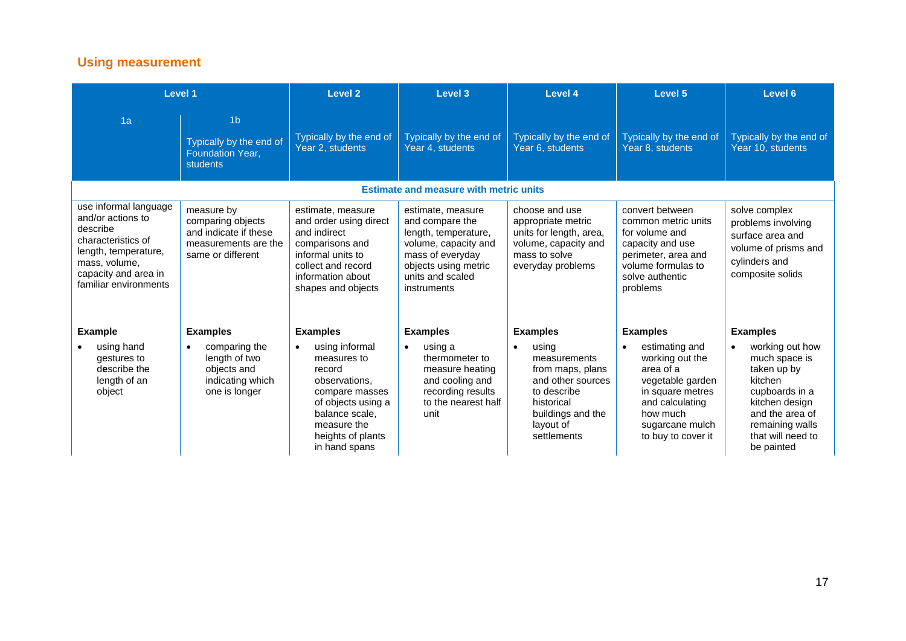## Using measurement

| Level 1 | | Level 2 | Level 3 | Level 4 | Level 5 | Level 6 |
|---|---|---|---|---|---|---|
| 1a | 1b<br>Typically by the end of Foundation Year, students | Typically by the end of Year 2, students | Typically by the end of Year 4, students | Typically by the end of Year 6, students | Typically by the end of Year 8, students | Typically by the end of Year 10, students |
| **Estimate and measure with metric units** | | | | | | |
| use informal language and/or actions to describe characteristics of length, temperature, mass, volume, capacity and area in familiar environments | measure by comparing objects and indicate if these measurements are the same or different | estimate, measure and order using direct and indirect comparisons and informal units to collect and record information about shapes and objects | estimate, measure and compare the length, temperature, volume, capacity and mass of everyday objects using metric units and scaled instruments | choose and use appropriate metric units for length, area, volume, capacity and mass to solve everyday problems | convert between common metric units for volume and capacity and use perimeter, area and volume formulas to solve authentic problems | solve complex problems involving surface area and volume of prisms and cylinders and composite solids |
| **Example**<br>• using hand gestures to describe the length of an object | **Examples**<br>• comparing the length of two objects and indicating which one is longer | **Examples**<br>• using informal measures to record observations, compare masses of objects using a balance scale, measure the heights of plants in hand spans | **Examples**<br>• using a thermometer to measure heating and cooling and recording results to the nearest half unit | **Examples**<br>• using measurements from maps, plans and other sources to describe historical buildings and the layout of settlements | **Examples**<br>• estimating and working out the area of a vegetable garden in square metres and calculating how much sugarcane mulch to buy to cover it | **Examples**<br>• working out how much space is taken up by kitchen cupboards in a kitchen design and the area of remaining walls that will need to be painted |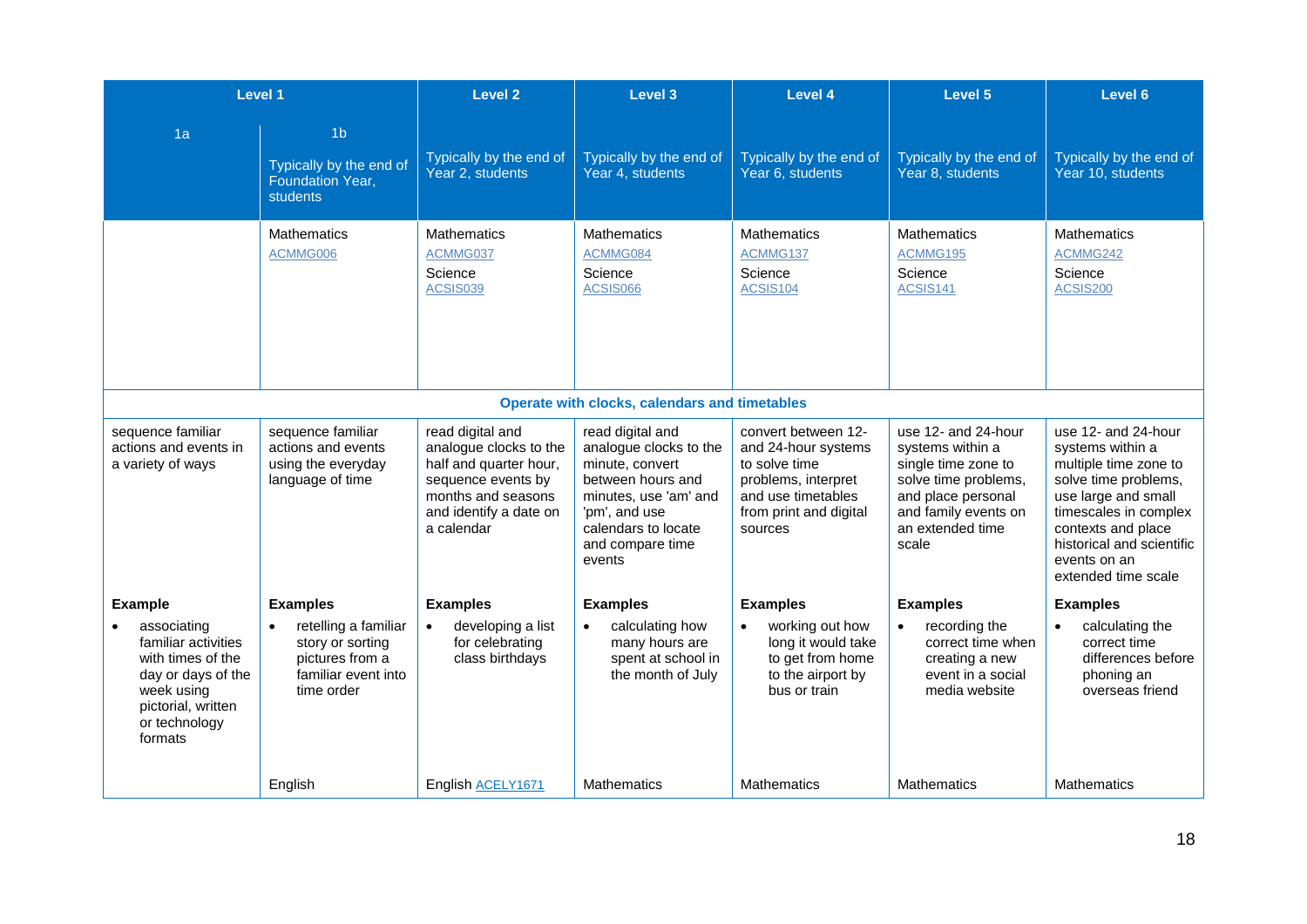| Level 1 | | Level 2 | Level 3 | Level 4 | Level 5 | Level 6 |
|---|---|---|---|---|---|---|
| 1a | 1b Typically by the end of Foundation Year, students | Typically by the end of Year 2, students | Typically by the end of Year 4, students | Typically by the end of Year 6, students | Typically by the end of Year 8, students | Typically by the end of Year 10, students |
| | Mathematics ACMMG006 | Mathematics ACMMG037 Science ACSIS039 | Mathematics ACMMG084 Science ACSIS066 | Mathematics ACMMG137 Science ACSIS104 | Mathematics ACMMG195 Science ACSIS141 | Mathematics ACMMG242 Science ACSIS200 |
| **Operate with clocks, calendars and timetables** | | | | | | |
| sequence familiar actions and events in a variety of ways | sequence familiar actions and events using the everyday language of time | read digital and analogue clocks to the half and quarter hour, sequence events by months and seasons and identify a date on a calendar | read digital and analogue clocks to the minute, convert between hours and minutes, use 'am' and 'pm', and use calendars to locate and compare time events | convert between 12- and 24-hour systems to solve time problems, interpret and use timetables from print and digital sources | use 12- and 24-hour systems within a single time zone to solve time problems, and place personal and family events on an extended time scale | use 12- and 24-hour systems within a multiple time zone to solve time problems, use large and small timescales in complex contexts and place historical and scientific events on an extended time scale |
| **Example** <br>• associating familiar activities with times of the day or days of the week using pictorial, written or technology formats | **Examples** <br>• retelling a familiar story or sorting pictures from a familiar event into time order | **Examples** <br>• developing a list for celebrating class birthdays | **Examples** <br>• calculating how many hours are spent at school in the month of July | **Examples** <br>• working out how long it would take to get from home to the airport by bus or train | **Examples** <br>• recording the correct time when creating a new event in a social media website | **Examples** <br>• calculating the correct time differences before phoning an overseas friend |
| | English | English ACELY1671 | Mathematics | Mathematics | Mathematics | Mathematics |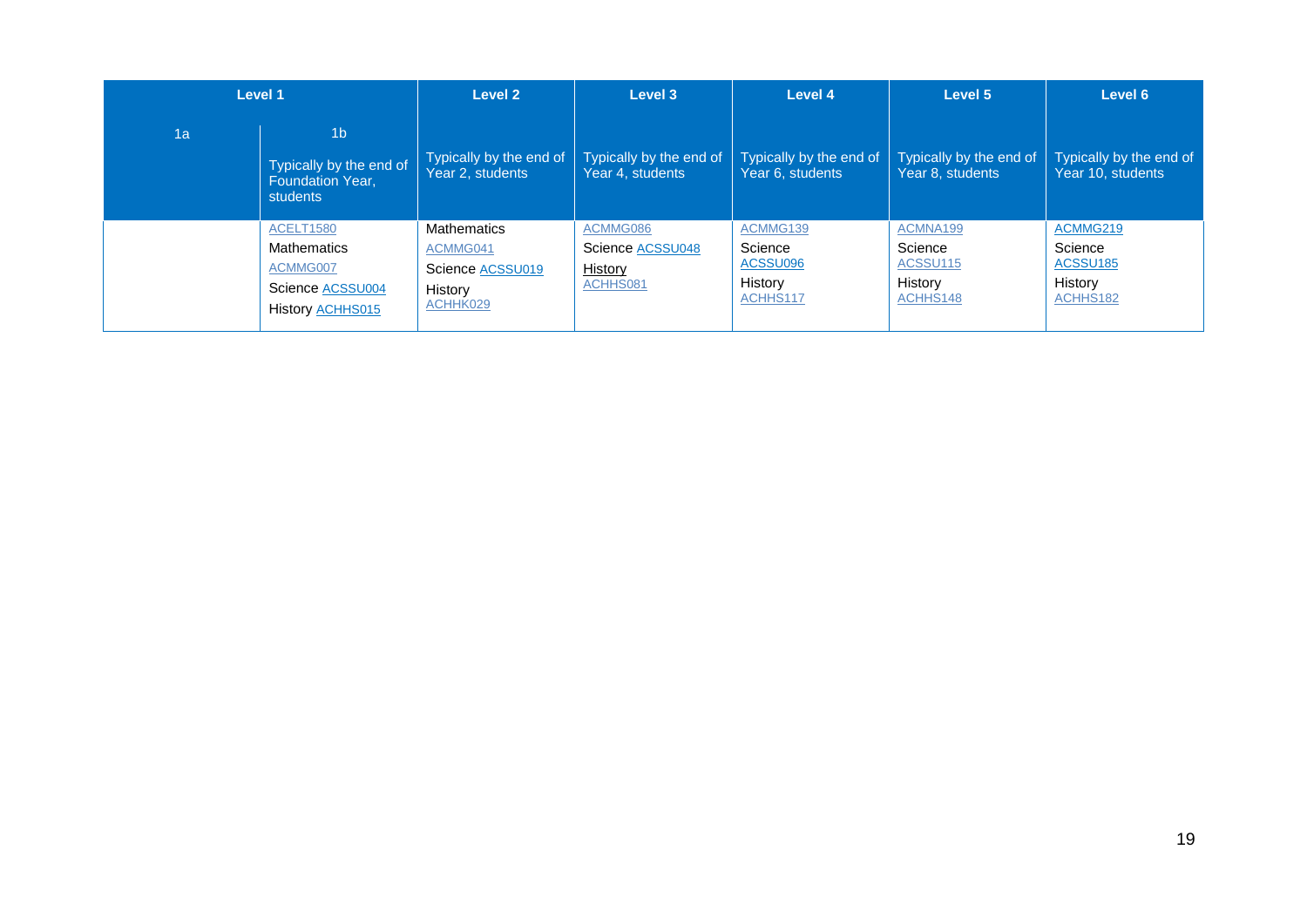| Level 1 | | Level 2 | Level 3 | Level 4 | Level 5 | Level 6 |
|---|---|---|---|---|---|---|
| 1a | 1b<br>Typically by the end of Foundation Year, students | Typically by the end of Year 2, students | Typically by the end of Year 4, students | Typically by the end of Year 6, students | Typically by the end of Year 8, students | Typically by the end of Year 10, students |
| | ACELT1580<br>Mathematics<br>ACMMG007<br>Science ACSSU004<br>History ACHHS015 | Mathematics<br>ACMMG041<br>Science ACSSU019<br>History<br>ACHHK029 | ACMMG086<br>Science ACSSU048<br>History<br>ACHHS081 | ACMMG139<br>Science<br>ACSSU096<br>History<br>ACHHS117 | ACMNA199<br>Science<br>ACSSU115<br>History<br>ACHHS148 | ACMMG219<br>Science<br>ACSSU185<br>History<br>ACHHS182 |